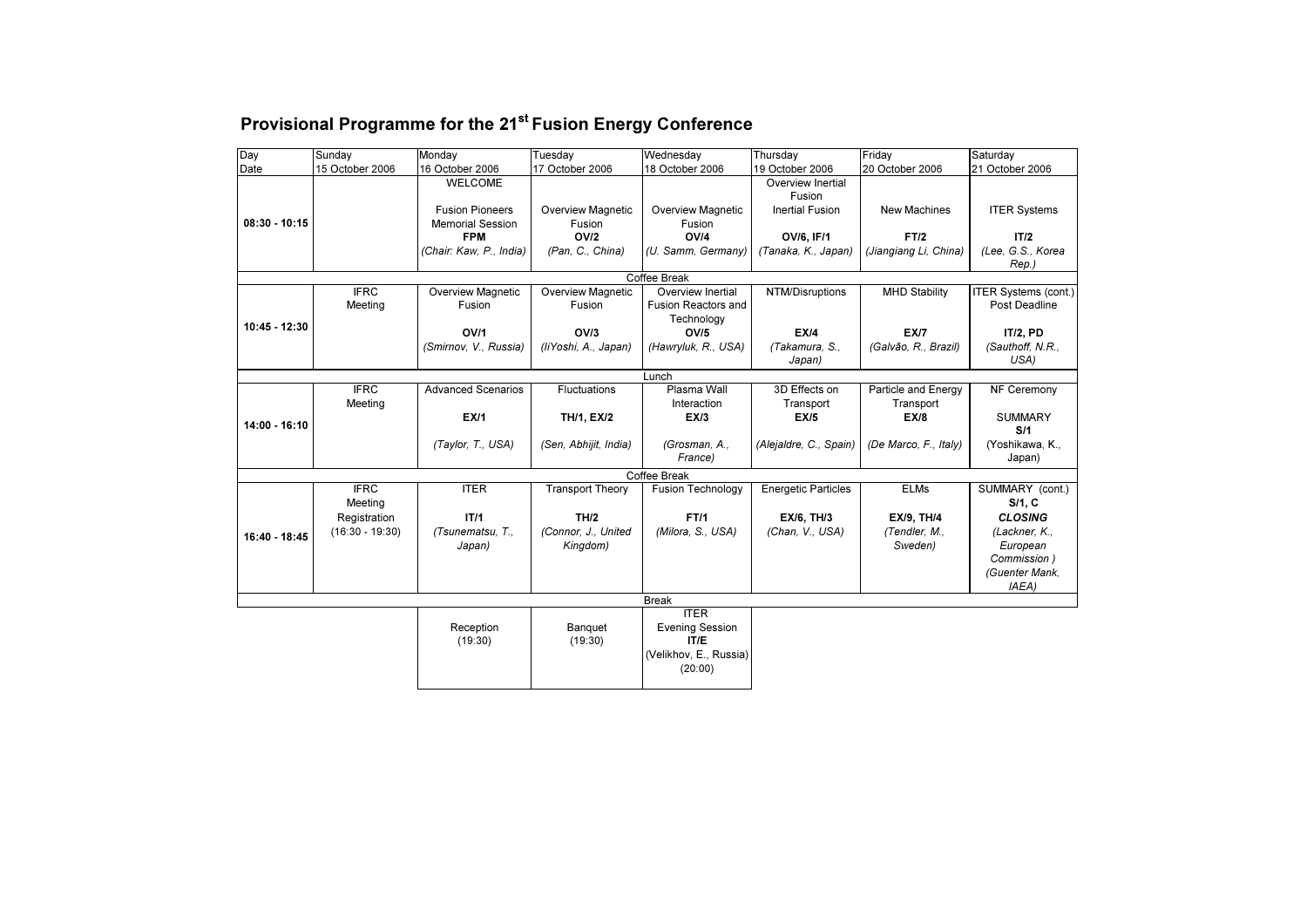# Provisional Programme for the 21st Fusion Energy Conference

| Day | Sunday | Monday | Tuesday | Wednesday | Thursday | Friday | Saturday |
|---|---|---|---|---|---|---|---|
| Date | 15 October 2006 | 16 October 2006 | 17 October 2006 | 18 October 2006 | 19 October 2006 | 20 October 2006 | 21 October 2006 |
| 08:30 - 10:15 | | WELCOME<br><br>Fusion Pioneers Memorial Session<br>**FPM**<br>*(Chair: Kaw, P., India)* | Overview Magnetic Fusion<br>**OV/2**<br>*(Pan, C., China)* | Overview Magnetic Fusion<br>**OV/4**<br>*(U. Samm, Germany)* | Overview Inertial Fusion<br>Inertial Fusion<br>**OV/6, IF/1**<br>*(Tanaka, K., Japan)* | New Machines<br>**FT/2**<br>*(Jiangiang Li, China)* | ITER Systems<br>**IT/2**<br>*(Lee, G.S., Korea Rep.)* |
| Coffee Break | | | | | | | |
| 10:45 - 12:30 | IFRC Meeting | Overview Magnetic Fusion<br>**OV/1**<br>*(Smirnov, V., Russia)* | Overview Magnetic Fusion<br>**OV/3**<br>*(IiYoshi, A., Japan)* | Overview Inertial Fusion Reactors and Technology<br>**OV/5**<br>*(Hawryluk, R., USA)* | NTM/Disruptions<br>**EX/4**<br>*(Takamura, S., Japan)* | MHD Stability<br>**EX/7**<br>*(Galvão, R., Brazil)* | ITER Systems (cont.)<br>Post Deadline<br>**IT/2, PD**<br>*(Sauthoff, N.R., USA)* |
| Lunch | | | | | | | |
| 14:00 - 16:10 | IFRC Meeting | Advanced Scenarios<br>**EX/1**<br>*(Taylor, T., USA)* | Fluctuations<br>**TH/1, EX/2**<br>*(Sen, Abhijit, India)* | Plasma Wall Interaction<br>**EX/3**<br>*(Grosman, A., France)* | 3D Effects on Transport<br>**EX/5**<br>*(Alejaldre, C., Spain)* | Particle and Energy Transport<br>**EX/8**<br>*(De Marco, F., Italy)* | NF Ceremony<br><br>SUMMARY<br>**S/1**<br>(Yoshikawa, K., Japan) |
| Coffee Break | | | | | | | |
| 16:40 - 18:45 | IFRC Meeting<br>Registration<br>(16:30 - 19:30) | ITER<br>**IT/1**<br>*(Tsunematsu, T., Japan)* | Transport Theory<br>**TH/2**<br>*(Connor, J., United Kingdom)* | Fusion Technology<br>**FT/1**<br>*(Milora, S., USA)* | Energetic Particles<br>**EX/6, TH/3**<br>*(Chan, V., USA)* | ELMs<br>**EX/9, TH/4**<br>*(Tendler, M., Sweden)* | SUMMARY (cont.)<br>**S/1, C**<br>***CLOSING***<br>*(Lackner, K., European Commission )*<br>*(Guenter Mank, IAEA)* |
| Break | | | | | | | |
| | | Reception<br>(19:30) | Banquet<br>(19:30) | ITER<br>Evening Session<br>**IT/E**<br>(Velikhov, E., Russia)<br>(20:00) | | | |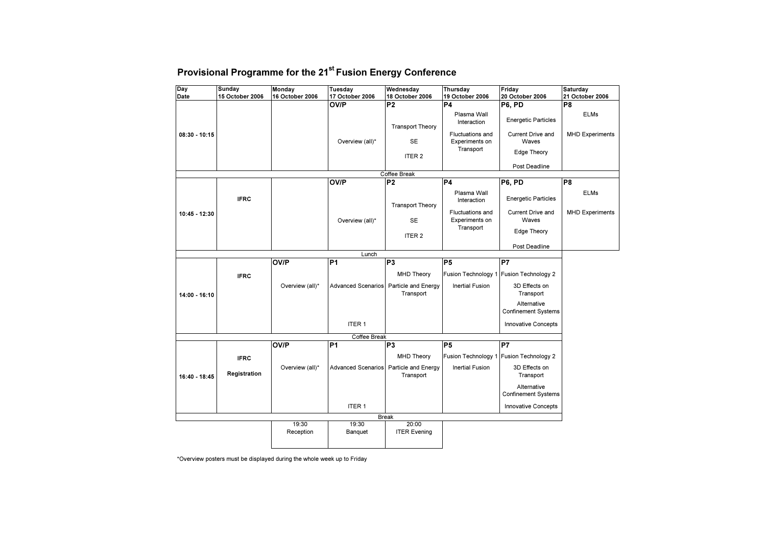# Provisional Programme for the 21st Fusion Energy Conference

| Day<br>Date | Sunday<br>15 October 2006 | Monday<br>16 October 2006 | Tuesday<br>17 October 2006 | Wednesday<br>18 October 2006 | Thursday<br>19 October 2006 | Friday<br>20 October 2006 | Saturday<br>21 October 2006 |
|---|---|---|---|---|---|---|---|
| 08:30 - 10:15 | | | **OV/P**<br>Overview (all)* | **P2**<br>Transport Theory<br>SE<br>ITER 2 | **P4**<br>Plasma Wall Interaction<br>Fluctuations and Experiments on Transport | **P6, PD**<br>Energetic Particles<br>Current Drive and Waves<br>Edge Theory<br>Post Deadline | **P8**<br>ELMs<br>MHD Experiments |
| Coffee Break | | | | | | | |
| 10:45 - 12:30 | IFRC | | **OV/P**<br>Overview (all)* | **P2**<br>Transport Theory<br>SE<br>ITER 2 | **P4**<br>Plasma Wall Interaction<br>Fluctuations and Experiments on Transport | **P6, PD**<br>Energetic Particles<br>Current Drive and Waves<br>Edge Theory<br>Post Deadline | **P8**<br>ELMs<br>MHD Experiments |
| Lunch | | | | | | | |
| 14:00 - 16:10 | IFRC | **OV/P**<br>Overview (all)* | **P1**<br>Advanced Scenarios<br>ITER 1 | **P3**<br>MHD Theory<br>Particle and Energy Transport | **P5**<br>Fusion Technology 1<br>Inertial Fusion | **P7**<br>Fusion Technology 2<br>3D Effects on Transport<br>Alternative Confinement Systems<br>Innovative Concepts | |
| Coffee Break | | | | | | | |
| 16:40 - 18:45 | IFRC<br>Registration | **OV/P**<br>Overview (all)* | **P1**<br>Advanced Scenarios<br>ITER 1 | **P3**<br>MHD Theory<br>Particle and Energy Transport | **P5**<br>Fusion Technology 1<br>Inertial Fusion | **P7**<br>Fusion Technology 2<br>3D Effects on Transport<br>Alternative Confinement Systems<br>Innovative Concepts | |
| Break | | | | | | | |
| | | 19:30<br>Reception | 19:30<br>Banquet | 20:00<br>ITER Evening | | | |

*Overview posters must be displayed during the whole week up to Friday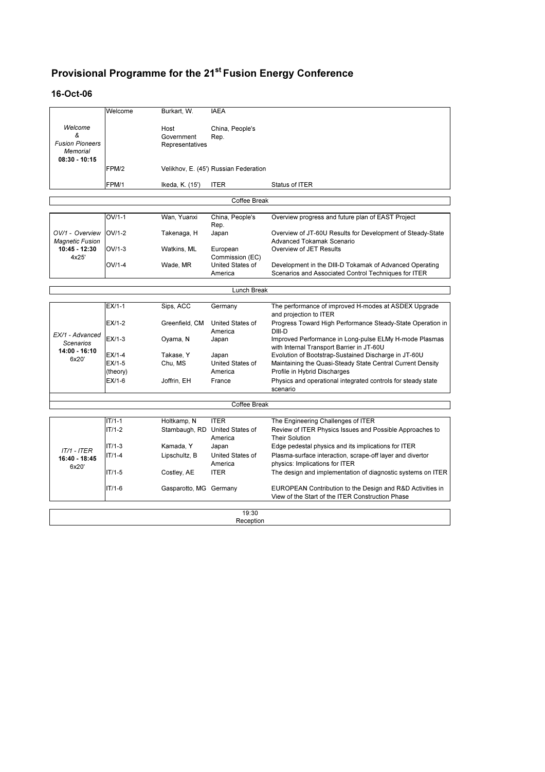# Provisional Programme for the 21st Fusion Energy Conference

## 16-Oct-06

| Session | Code | Speaker | Country/Org | Title |
|---|---|---|---|---|
| *Welcome & Fusion Pioneers Memorial* **08:30 - 10:15** | Welcome | Burkart, W. | IAEA | |
| | | Host Government Representatives | China, People's Rep. | |
| | FPM/2 | Velikhov, E. (45') | Russian Federation | |
| | FPM/1 | Ikeda, K. (15') | ITER | Status of ITER |

Coffee Break

| Session | Code | Speaker | Country/Org | Title |
|---|---|---|---|---|
| *OV/1 - Overview Magnetic Fusion* **10:45 - 12:30** 4x25' | OV/1-1 | Wan, Yuanxi | China, People's Rep. | Overview progress and future plan of EAST Project |
| | OV/1-2 | Takenaga, H | Japan | Overview of JT-60U Results for Development of Steady-State Advanced Tokamak Scenario |
| | OV/1-3 | Watkins, ML | European Commission (EC) | Overview of JET Results |
| | OV/1-4 | Wade, MR | United States of America | Development in the DIII-D Tokamak of Advanced Operating Scenarios and Associated Control Techniques for ITER |

Lunch Break

| Session | Code | Speaker | Country/Org | Title |
|---|---|---|---|---|
| *EX/1 - Advanced Scenarios* **14:00 - 16:10** 6x20' | EX/1-1 | Sips, ACC | Germany | The performance of improved H-modes at ASDEX Upgrade and projection to ITER |
| | EX/1-2 | Greenfield, CM | United States of America | Progress Toward High Performance Steady-State Operation in DIII-D |
| | EX/1-3 | Oyama, N | Japan | Improved Performance in Long-pulse ELMy H-mode Plasmas with Internal Transport Barrier in JT-60U |
| | EX/1-4 | Takase, Y | Japan | Evolution of Bootstrap-Sustained Discharge in JT-60U |
| | EX/1-5 (theory) | Chu, MS | United States of America | Maintaining the Quasi-Steady State Central Current Density Profile in Hybrid Discharges |
| | EX/1-6 | Joffrin, EH | France | Physics and operational integrated controls for steady state scenario |

Coffee Break

| Session | Code | Speaker | Country/Org | Title |
|---|---|---|---|---|
| *IT/1 - ITER* **16:40 - 18:45** 6x20' | IT/1-1 | Holtkamp, N | ITER | The Engineering Challenges of ITER |
| | IT/1-2 | Stambaugh, RD | United States of America | Review of ITER Physics Issues and Possible Approaches to Their Solution |
| | IT/1-3 | Kamada, Y | Japan | Edge pedestal physics and its implications for ITER |
| | IT/1-4 | Lipschultz, B | United States of America | Plasma-surface interaction, scrape-off layer and divertor physics: Implications for ITER |
| | IT/1-5 | Costley, AE | ITER | The design and implementation of diagnostic systems on ITER |
| | IT/1-6 | Gasparotto, MG | Germany | EUROPEAN Contribution to the Design and R&D Activities in View of the Start of the ITER Construction Phase |

19:30
Reception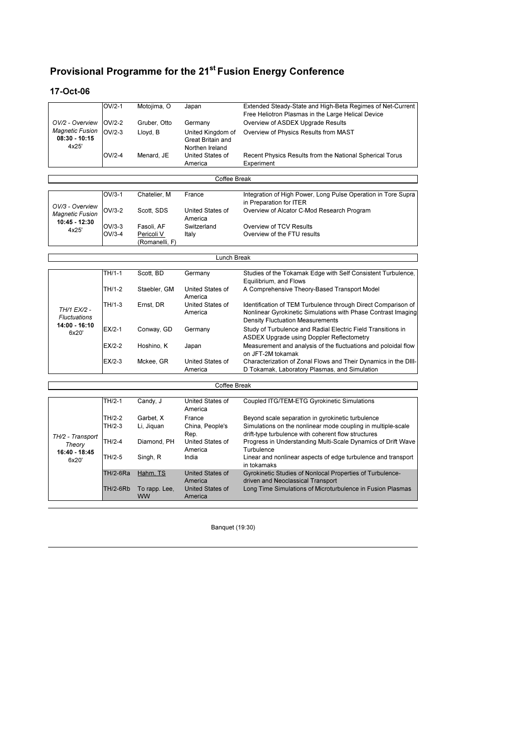# Provisional Programme for the 21st Fusion Energy Conference

## 17-Oct-06

| Session | Code | Author | Country | Title |
|---|---|---|---|---|
| *OV/2 - Overview Magnetic Fusion* **08:30 - 10:15** 4x25' | OV/2-1 | Motojima, O | Japan | Extended Steady-State and High-Beta Regimes of Net-Current Free Heliotron Plasmas in the Large Helical Device |
| | OV/2-2 | Gruber, Otto | Germany | Overview of ASDEX Upgrade Results |
| | OV/2-3 | Lloyd, B | United Kingdom of Great Britain and Northen Ireland | Overview of Physics Results from MAST |
| | OV/2-4 | Menard, JE | United States of America | Recent Physics Results from the National Spherical Torus Experiment |

Coffee Break

| Session | Code | Author | Country | Title |
|---|---|---|---|---|
| *OV/3 - Overview Magnetic Fusion* **10:45 - 12:30** 4x25' | OV/3-1 | Chatelier, M | France | Integration of High Power, Long Pulse Operation in Tore Supra in Preparation for ITER |
| | OV/3-2 | Scott, SDS | United States of America | Overview of Alcator C-Mod Research Program |
| | OV/3-3 | Fasoli, AF | Switzerland | Overview of TCV Results |
| | OV/3-4 | Pericoli V (Romanelli, F) | Italy | Overview of the FTU results |

Lunch Break

| Session | Code | Author | Country | Title |
|---|---|---|---|---|
| *TH/1 EX/2 - Fluctuations* **14:00 - 16:10** 6x20' | TH/1-1 | Scott, BD | Germany | Studies of the Tokamak Edge with Self Consistent Turbulence, Equilibrium, and Flows |
| | TH/1-2 | Staebler, GM | United States of America | A Comprehensive Theory-Based Transport Model |
| | TH/1-3 | Ernst, DR | United States of America | Identification of TEM Turbulence through Direct Comparison of Nonlinear Gyrokinetic Simulations with Phase Contrast Imaging Density Fluctuation Measurements |
| | EX/2-1 | Conway, GD | Germany | Study of Turbulence and Radial Electric Field Transitions in ASDEX Upgrade using Doppler Reflectometry |
| | EX/2-2 | Hoshino, K | Japan | Measurement and analysis of the fluctuations and poloidal flow on JFT-2M tokamak |
| | EX/2-3 | Mckee, GR | United States of America | Characterization of Zonal Flows and Their Dynamics in the DIII-D Tokamak, Laboratory Plasmas, and Simulation |

Coffee Break

| Session | Code | Author | Country | Title |
|---|---|---|---|---|
| *TH/2 - Transport Theory* **16:40 - 18:45** 6x20' | TH/2-1 | Candy, J | United States of America | Coupled ITG/TEM-ETG Gyrokinetic Simulations |
| | TH/2-2 | Garbet, X | France | Beyond scale separation in gyrokinetic turbulence |
| | TH/2-3 | Li, Jiquan | China, People's Rep. | Simulations on the nonlinear mode coupling in multiple-scale drift-type turbulence with coherent flow structures |
| | TH/2-4 | Diamond, PH | United States of America | Progress in Understanding Multi-Scale Dynamics of Drift Wave Turbulence |
| | TH/2-5 | Singh, R | India | Linear and nonlinear aspects of edge turbulence and transport in tokamaks |
| | TH/2-6Ra | Hahm, TS | United States of America | Gyrokinetic Studies of Nonlocal Properties of Turbulence-driven and Neoclassical Transport |
| | TH/2-6Rb | To rapp. Lee, WW | United States of America | Long Time Simulations of Microturbulence in Fusion Plasmas |

Banquet (19:30)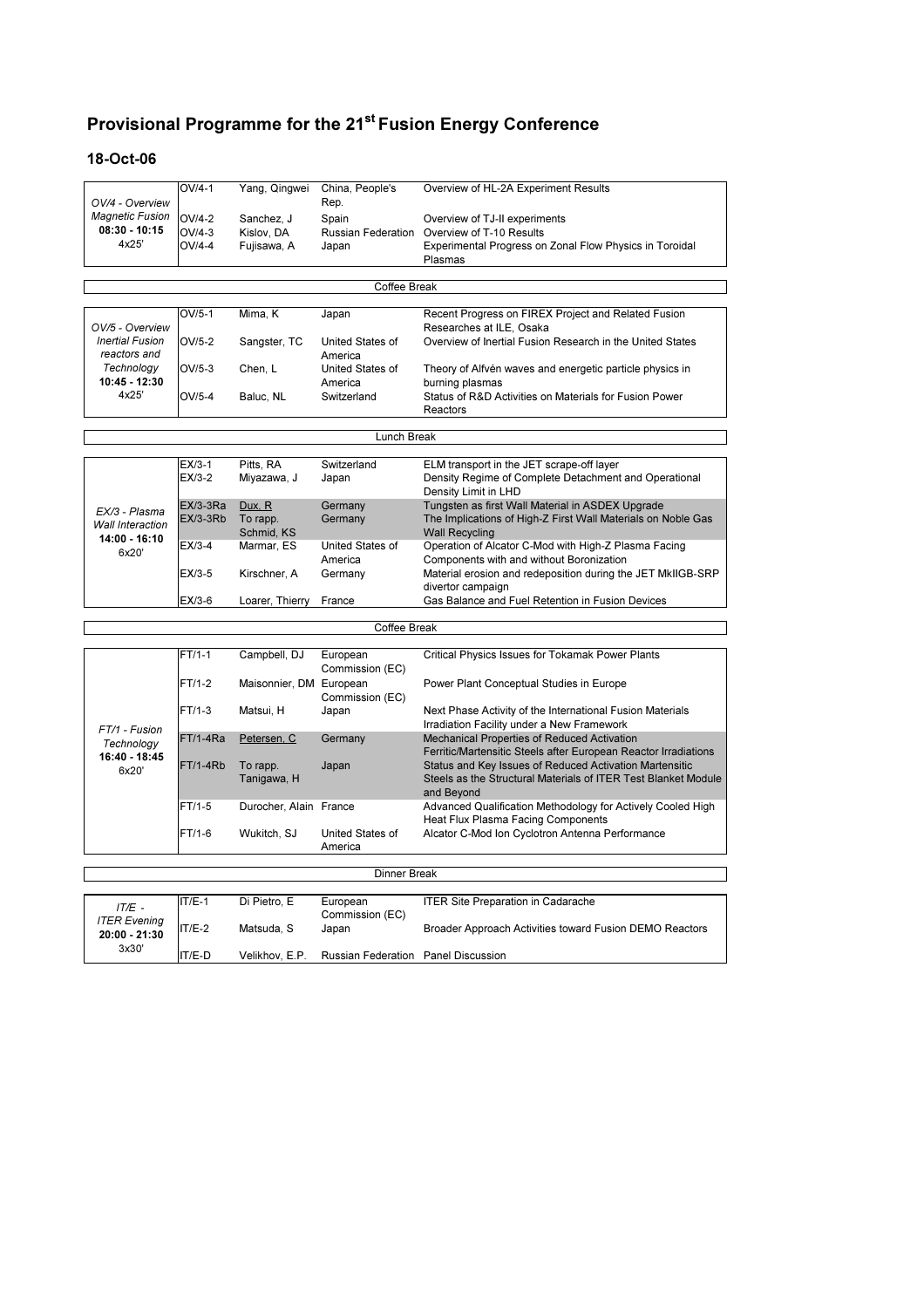# Provisional Programme for the 21st Fusion Energy Conference

## 18-Oct-06

| Session | ID | Author | Country | Title |
|---|---|---|---|---|
| *OV/4 - Overview Magnetic Fusion* **08:30 - 10:15** 4x25' | OV/4-1 | Yang, Qingwei | China, People's Rep. | Overview of HL-2A Experiment Results |
| | OV/4-2 | Sanchez, J | Spain | Overview of TJ-II experiments |
| | OV/4-3 | Kislov, DA | Russian Federation | Overview of T-10 Results |
| | OV/4-4 | Fujisawa, A | Japan | Experimental Progress on Zonal Flow Physics in Toroidal Plasmas |
| | | | Coffee Break | |
| *OV/5 - Overview Inertial Fusion reactors and Technology* **10:45 - 12:30** 4x25' | OV/5-1 | Mima, K | Japan | Recent Progress on FIREX Project and Related Fusion Researches at ILE, Osaka |
| | OV/5-2 | Sangster, TC | United States of America | Overview of Inertial Fusion Research in the United States |
| | OV/5-3 | Chen, L | United States of America | Theory of Alfvén waves and energetic particle physics in burning plasmas |
| | OV/5-4 | Baluc, NL | Switzerland | Status of R&D Activities on Materials for Fusion Power Reactors |
| | | | Lunch Break | |
| *EX/3 - Plasma Wall Interaction* **14:00 - 16:10** 6x20' | EX/3-1 | Pitts, RA | Switzerland | ELM transport in the JET scrape-off layer |
| | EX/3-2 | Miyazawa, J | Japan | Density Regime of Complete Detachment and Operational Density Limit in LHD |
| | EX/3-3Ra | Dux, R | Germany | Tungsten as first Wall Material in ASDEX Upgrade |
| | EX/3-3Rb | To rapp. Schmid, KS | Germany | The Implications of High-Z First Wall Materials on Noble Gas Wall Recycling |
| | EX/3-4 | Marmar, ES | United States of America | Operation of Alcator C-Mod with High-Z Plasma Facing Components with and without Boronization |
| | EX/3-5 | Kirschner, A | Germany | Material erosion and redeposition during the JET MkIIGB-SRP divertor campaign |
| | EX/3-6 | Loarer, Thierry | France | Gas Balance and Fuel Retention in Fusion Devices |
| | | | Coffee Break | |
| *FT/1 - Fusion Technology* **16:40 - 18:45** 6x20' | FT/1-1 | Campbell, DJ | European Commission (EC) | Critical Physics Issues for Tokamak Power Plants |
| | FT/1-2 | Maisonnier, DM | European Commission (EC) | Power Plant Conceptual Studies in Europe |
| | FT/1-3 | Matsui, H | Japan | Next Phase Activity of the International Fusion Materials Irradiation Facility under a New Framework |
| | FT/1-4Ra | Petersen, C | Germany | Mechanical Properties of Reduced Activation Ferritic/Martensitic Steels after European Reactor Irradiations |
| | FT/1-4Rb | To rapp. Tanigawa, H | Japan | Status and Key Issues of Reduced Activation Martensitic Steels as the Structural Materials of ITER Test Blanket Module and Beyond |
| | FT/1-5 | Durocher, Alain | France | Advanced Qualification Methodology for Actively Cooled High Heat Flux Plasma Facing Components |
| | FT/1-6 | Wukitch, SJ | United States of America | Alcator C-Mod Ion Cyclotron Antenna Performance |
| | | | Dinner Break | |
| *IT/E - ITER Evening* **20:00 - 21:30** 3x30' | IT/E-1 | Di Pietro, E | European Commission (EC) | ITER Site Preparation in Cadarache |
| | IT/E-2 | Matsuda, S | Japan | Broader Approach Activities toward Fusion DEMO Reactors |
| | IT/E-D | Velikhov, E.P. | Russian Federation | Panel Discussion |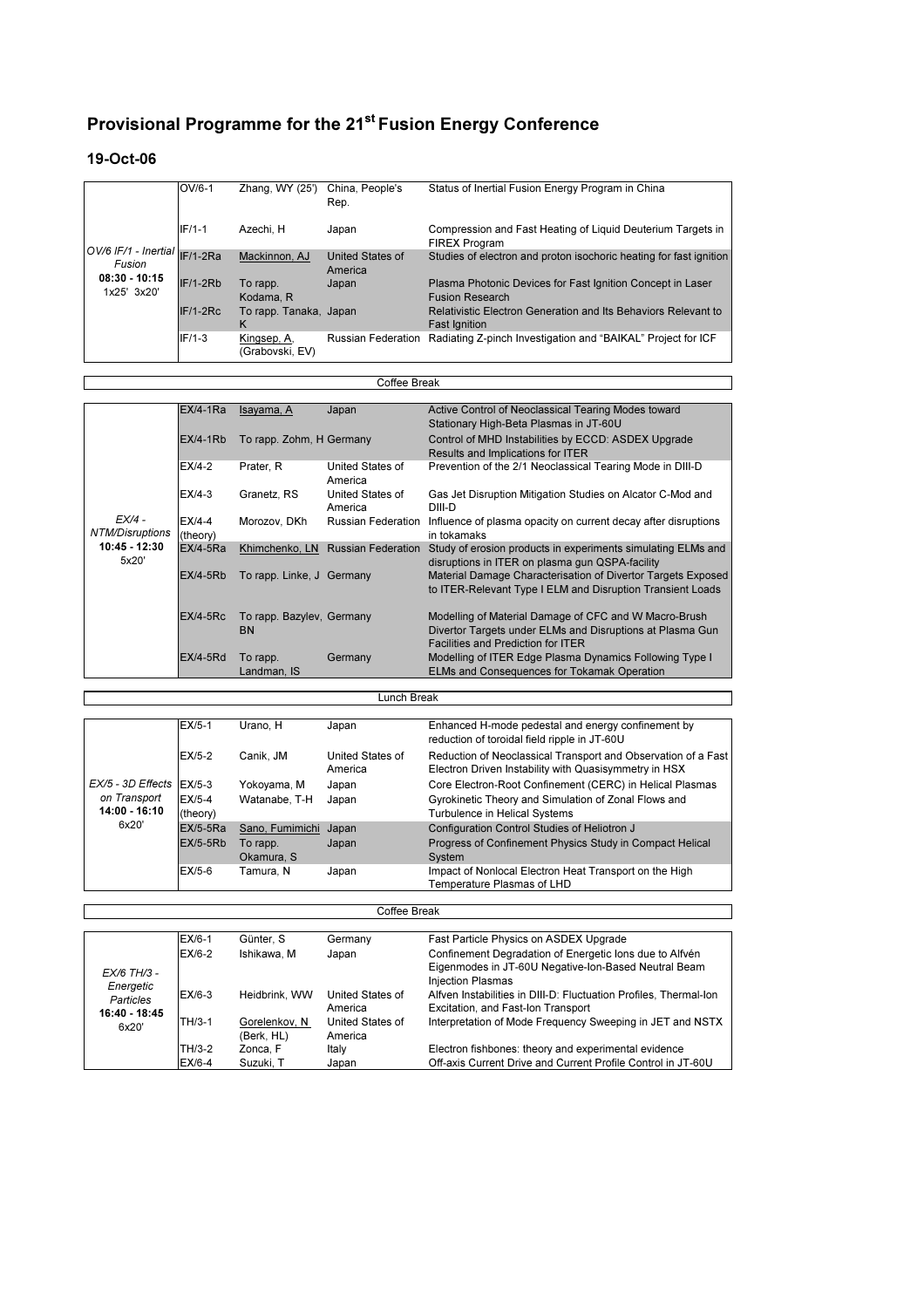# Provisional Programme for the 21st Fusion Energy Conference

## 19-Oct-06

| Session | ID | Author | Country | Title |
|---|---|---|---|---|
| *OV/6 IF/1 - Inertial Fusion* **08:30 - 10:15** 1x25' 3x20' | OV/6-1 | Zhang, WY (25') | China, People's Rep. | Status of Inertial Fusion Energy Program in China |
| | IF/1-1 | Azechi, H | Japan | Compression and Fast Heating of Liquid Deuterium Targets in FIREX Program |
| | IF/1-2Ra | Mackinnon, AJ | United States of America | Studies of electron and proton isochoric heating for fast ignition |
| | IF/1-2Rb | To rapp. Kodama, R | Japan | Plasma Photonic Devices for Fast Ignition Concept in Laser Fusion Research |
| | IF/1-2Rc | To rapp. Tanaka, K | Japan | Relativistic Electron Generation and Its Behaviors Relevant to Fast Ignition |
| | IF/1-3 | Kingsep, A, (Grabovski, EV) | Russian Federation | Radiating Z-pinch Investigation and "BAIKAL" Project for ICF |

Coffee Break

| Session | ID | Author | Country | Title |
|---|---|---|---|---|
| *EX/4 - NTM/Disruptions* **10:45 - 12:30** 5x20' | EX/4-1Ra | Isayama, A | Japan | Active Control of Neoclassical Tearing Modes toward Stationary High-Beta Plasmas in JT-60U |
| | EX/4-1Rb | To rapp. Zohm, H | Germany | Control of MHD Instabilities by ECCD: ASDEX Upgrade Results and Implications for ITER |
| | EX/4-2 | Prater, R | United States of America | Prevention of the 2/1 Neoclassical Tearing Mode in DIII-D |
| | EX/4-3 | Granetz, RS | United States of America | Gas Jet Disruption Mitigation Studies on Alcator C-Mod and DIII-D |
| | EX/4-4 (theory) | Morozov, DKh | Russian Federation | Influence of plasma opacity on current decay after disruptions in tokamaks |
| | EX/4-5Ra | Khimchenko, LN | Russian Federation | Study of erosion products in experiments simulating ELMs and disruptions in ITER on plasma gun QSPA-facility |
| | EX/4-5Rb | To rapp. Linke, J | Germany | Material Damage Characterisation of Divertor Targets Exposed to ITER-Relevant Type I ELM and Disruption Transient Loads |
| | EX/4-5Rc | To rapp. Bazylev, BN | Germany | Modelling of Material Damage of CFC and W Macro-Brush Divertor Targets under ELMs and Disruptions at Plasma Gun Facilities and Prediction for ITER |
| | EX/4-5Rd | To rapp. Landman, IS | Germany | Modelling of ITER Edge Plasma Dynamics Following Type I ELMs and Consequences for Tokamak Operation |

Lunch Break

| Session | ID | Author | Country | Title |
|---|---|---|---|---|
| *EX/5 - 3D Effects on Transport* **14:00 - 16:10** 6x20' | EX/5-1 | Urano, H | Japan | Enhanced H-mode pedestal and energy confinement by reduction of toroidal field ripple in JT-60U |
| | EX/5-2 | Canik, JM | United States of America | Reduction of Neoclassical Transport and Observation of a Fast Electron Driven Instability with Quasisymmetry in HSX |
| | EX/5-3 | Yokoyama, M | Japan | Core Electron-Root Confinement (CERC) in Helical Plasmas |
| | EX/5-4 (theory) | Watanabe, T-H | Japan | Gyrokinetic Theory and Simulation of Zonal Flows and Turbulence in Helical Systems |
| | EX/5-5Ra | Sano, Fumimichi | Japan | Configuration Control Studies of Heliotron J |
| | EX/5-5Rb | To rapp. Okamura, S | Japan | Progress of Confinement Physics Study in Compact Helical System |
| | EX/5-6 | Tamura, N | Japan | Impact of Nonlocal Electron Heat Transport on the High Temperature Plasmas of LHD |

Coffee Break

| Session | ID | Author | Country | Title |
|---|---|---|---|---|
| *EX/6 TH/3 - Energetic Particles* **16:40 - 18:45** 6x20' | EX/6-1 | Günter, S | Germany | Fast Particle Physics on ASDEX Upgrade |
| | EX/6-2 | Ishikawa, M | Japan | Confinement Degradation of Energetic Ions due to Alfvén Eigenmodes in JT-60U Negative-Ion-Based Neutral Beam Injection Plasmas |
| | EX/6-3 | Heidbrink, WW | United States of America | Alfven Instabilities in DIII-D: Fluctuation Profiles, Thermal-Ion Excitation, and Fast-Ion Transport |
| | TH/3-1 | Gorelenkov, N (Berk, HL) | United States of America | Interpretation of Mode Frequency Sweeping in JET and NSTX |
| | TH/3-2 | Zonca, F | Italy | Electron fishbones: theory and experimental evidence |
| | EX/6-4 | Suzuki, T | Japan | Off-axis Current Drive and Current Profile Control in JT-60U |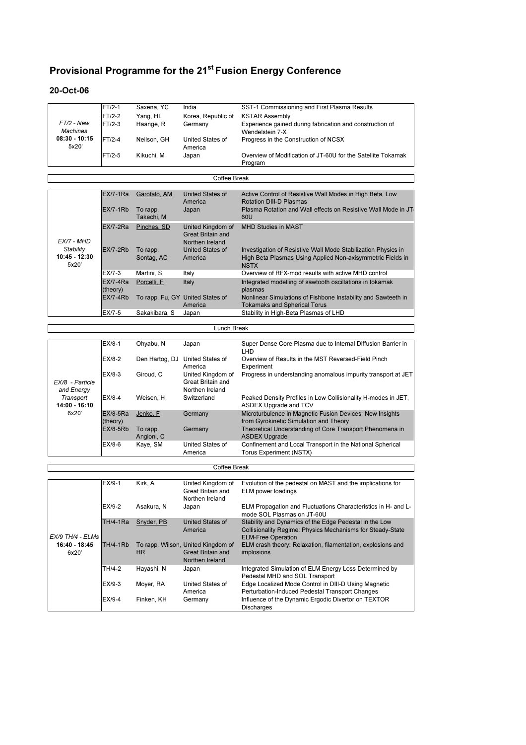# Provisional Programme for the 21st Fusion Energy Conference

## 20-Oct-06

| Session | Code | Author | Country | Title |
|---|---|---|---|---|
| *FT/2 - New Machines* **08:30 - 10:15** 5x20' | FT/2-1 | Saxena, YC | India | SST-1 Commissioning and First Plasma Results |
| | FT/2-2 | Yang, HL | Korea, Republic of | KSTAR Assembly |
| | FT/2-3 | Haange, R | Germany | Experience gained during fabrication and construction of Wendelstein 7-X |
| | FT/2-4 | Neilson, GH | United States of America | Progress in the Construction of NCSX |
| | FT/2-5 | Kikuchi, M | Japan | Overview of Modification of JT-60U for the Satellite Tokamak Program |

Coffee Break

| Session | Code | Author | Country | Title |
|---|---|---|---|---|
| *EX/7 - MHD Stability* **10:45 - 12:30** 5x20' | EX/7-1Ra | Garofalo, AM | United States of America | Active Control of Resistive Wall Modes in High Beta, Low Rotation DIII-D Plasmas |
| | EX/7-1Rb | To rapp. Takechi, M | Japan | Plasma Rotation and Wall effects on Resistive Wall Mode in JT-60U |
| | EX/7-2Ra | Pinches, SD | United Kingdom of Great Britain and Northen Ireland | MHD Studies in MAST |
| | EX/7-2Rb | To rapp. Sontag, AC | United States of America | Investigation of Resistive Wall Mode Stabilization Physics in High Beta Plasmas Using Applied Non-axisymmetric Fields in NSTX |
| | EX/7-3 | Martini, S | Italy | Overview of RFX-mod results with active MHD control |
| | EX/7-4Ra (theory) | Porcelli, F | Italy | Integrated modelling of sawtooth oscillations in tokamak plasmas |
| | EX/7-4Rb | To rapp. Fu, GY | United States of America | Nonlinear Simulations of Fishbone Instability and Sawteeth in Tokamaks and Spherical Torus |
| | EX/7-5 | Sakakibara, S | Japan | Stability in High-Beta Plasmas of LHD |

Lunch Break

| Session | Code | Author | Country | Title |
|---|---|---|---|---|
| *EX/8 - Particle and Energy Transport* **14:00 - 16:10** 6x20' | EX/8-1 | Ohyabu, N | Japan | Super Dense Core Plasma due to Internal Diffusion Barrier in LHD |
| | EX/8-2 | Den Hartog, DJ | United States of America | Overview of Results in the MST Reversed-Field Pinch Experiment |
| | EX/8-3 | Giroud, C | United Kingdom of Great Britain and Northen Ireland | Progress in understanding anomalous impurity transport at JET |
| | EX/8-4 | Weisen, H | Switzerland | Peaked Density Profiles in Low Collisionality H-modes in JET, ASDEX Upgrade and TCV |
| | EX/8-5Ra (theory) | Jenko, F | Germany | Microturbulence in Magnetic Fusion Devices: New Insights from Gyrokinetic Simulation and Theory |
| | EX/8-5Rb | To rapp. Angioni, C | Germany | Theoretical Understanding of Core Transport Phenomena in ASDEX Upgrade |
| | EX/8-6 | Kaye, SM | United States of America | Confinement and Local Transport in the National Spherical Torus Experiment (NSTX) |

Coffee Break

| Session | Code | Author | Country | Title |
|---|---|---|---|---|
| *EX/9 TH/4 - ELMs* **16:40 - 18:45** 6x20' | EX/9-1 | Kirk, A | United Kingdom of Great Britain and Northen Ireland | Evolution of the pedestal on MAST and the implications for ELM power loadings |
| | EX/9-2 | Asakura, N | Japan | ELM Propagation and Fluctuations Characteristics in H- and L-mode SOL Plasmas on JT-60U |
| | TH/4-1Ra | Snyder, PB | United States of America | Stability and Dynamics of the Edge Pedestal in the Low Collisionality Regime: Physics Mechanisms for Steady-State ELM-Free Operation |
| | TH/4-1Rb | To rapp. Wilson, HR | United Kingdom of Great Britain and Northen Ireland | ELM crash theory: Relaxation, filamentation, explosions and implosions |
| | TH/4-2 | Hayashi, N | Japan | Integrated Simulation of ELM Energy Loss Determined by Pedestal MHD and SOL Transport |
| | EX/9-3 | Moyer, RA | United States of America | Edge Localized Mode Control in DIII-D Using Magnetic Perturbation-Induced Pedestal Transport Changes |
| | EX/9-4 | Finken, KH | Germany | Influence of the Dynamic Ergodic Divertor on TEXTOR Discharges |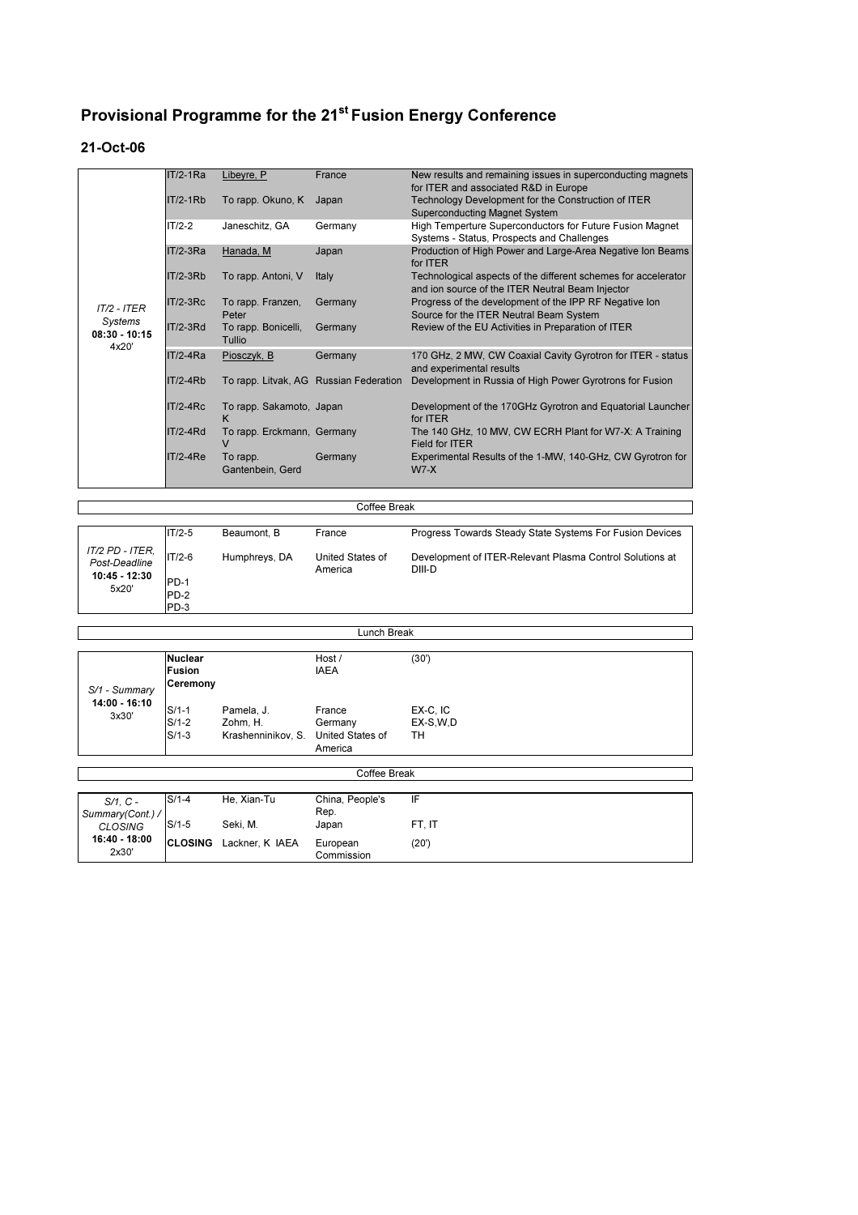# Provisional Programme for the 21st Fusion Energy Conference

## 21-Oct-06

| Session | Code | Author | Country | Title |
|---|---|---|---|---|
| *IT/2 - ITER Systems* **08:30 - 10:15** 4x20' | IT/2-1Ra | Libeyre, P | France | New results and remaining issues in superconducting magnets for ITER and associated R&D in Europe |
| | IT/2-1Rb | To rapp. Okuno, K | Japan | Technology Development for the Construction of ITER Superconducting Magnet System |
| | IT/2-2 | Janeschitz, GA | Germany | High Temperture Superconductors for Future Fusion Magnet Systems - Status, Prospects and Challenges |
| | IT/2-3Ra | Hanada, M | Japan | Production of High Power and Large-Area Negative Ion Beams for ITER |
| | IT/2-3Rb | To rapp. Antoni, V | Italy | Technological aspects of the different schemes for accelerator and ion source of the ITER Neutral Beam Injector |
| | IT/2-3Rc | To rapp. Franzen, Peter | Germany | Progress of the development of the IPP RF Negative Ion Source for the ITER Neutral Beam System |
| | IT/2-3Rd | To rapp. Bonicelli, Tullio | Germany | Review of the EU Activities in Preparation of ITER |
| | IT/2-4Ra | Piosczyk, B | Germany | 170 GHz, 2 MW, CW Coaxial Cavity Gyrotron for ITER - status and experimental results |
| | IT/2-4Rb | To rapp. Litvak, AG | Russian Federation | Development in Russia of High Power Gyrotrons for Fusion |
| | IT/2-4Rc | To rapp. Sakamoto, K | Japan | Development of the 170GHz Gyrotron and Equatorial Launcher for ITER |
| | IT/2-4Rd | To rapp. Erckmann, V | Germany | The 140 GHz, 10 MW, CW ECRH Plant for W7-X: A Training Field for ITER |
| | IT/2-4Re | To rapp. Gantenbein, Gerd | Germany | Experimental Results of the 1-MW, 140-GHz, CW Gyrotron for W7-X |

Coffee Break

| Session | Code | Author | Country | Title |
|---|---|---|---|---|
| *IT/2 PD - ITER, Post-Deadline* **10:45 - 12:30** 5x20' | IT/2-5 | Beaumont, B | France | Progress Towards Steady State Systems For Fusion Devices |
| | IT/2-6 | Humphreys, DA | United States of America | Development of ITER-Relevant Plasma Control Solutions at DIII-D |
| | PD-1 | | | |
| | PD-2 | | | |
| | PD-3 | | | |

Lunch Break

| Session | Code | Author | Country | Topic |
|---|---|---|---|---|
| *S/1 - Summary* **14:00 - 16:10** 3x30' | **Nuclear Fusion Ceremony** | | Host / IAEA | (30') |
| | S/1-1 | Pamela, J. | France | EX-C, IC |
| | S/1-2 | Zohm, H. | Germany | EX-S,W,D |
| | S/1-3 | Krashenninikov, S. | United States of America | TH |

Coffee Break

| Session | Code | Author | Country | Topic |
|---|---|---|---|---|
| *S/1, C - Summary(Cont.) / CLOSING* **16:40 - 18:00** 2x30' | S/1-4 | He, Xian-Tu | China, People's Rep. | IF |
| | S/1-5 | Seki, M. | Japan | FT, IT |
| | **CLOSING** | Lackner, K IAEA | European Commission | (20') |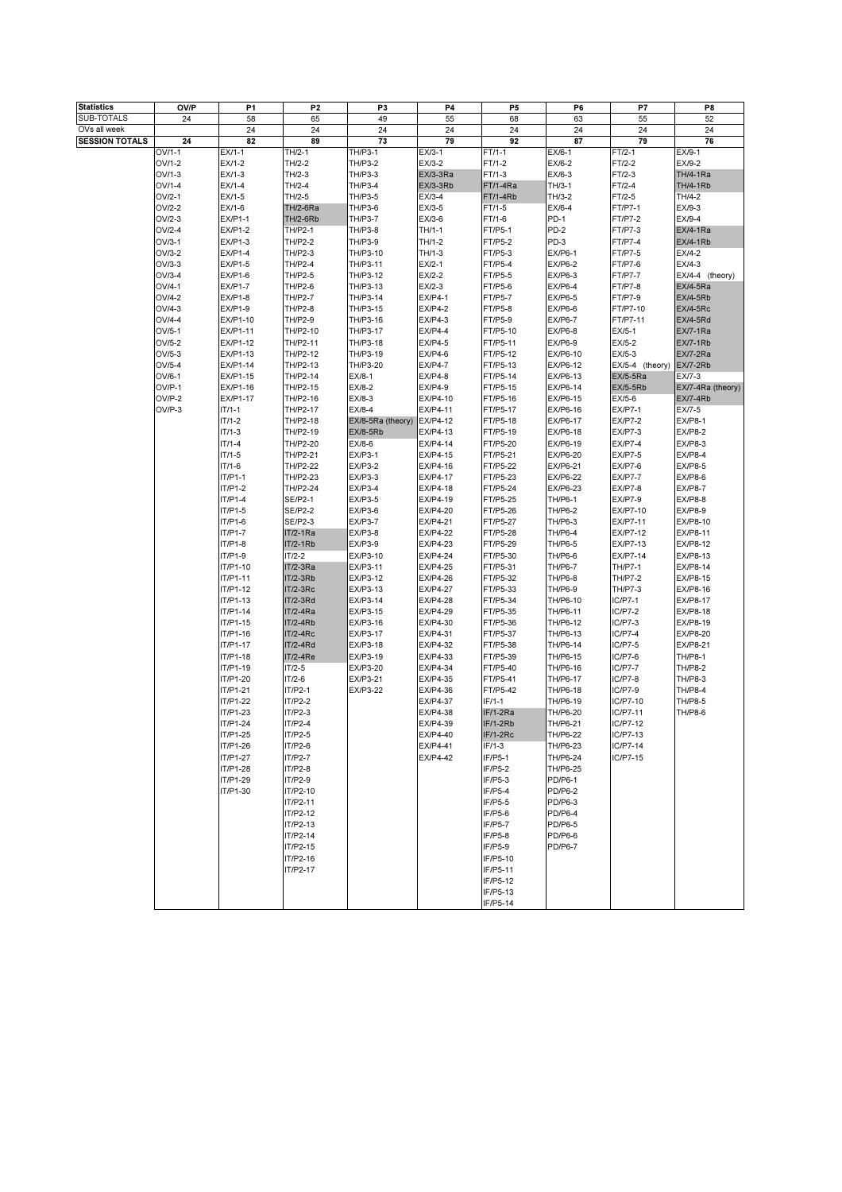| Statistics | OV/P | P1 | P2 | P3 | P4 | P5 | P6 | P7 | P8 |
|---|---|---|---|---|---|---|---|---|---|
| SUB-TOTALS | 24 | 58 | 65 | 49 | 55 | 68 | 63 | 55 | 52 |
| OVs all week | | 24 | 24 | 24 | 24 | 24 | 24 | 24 | 24 |
| **SESSION TOTALS** | **24** | **82** | **89** | **73** | **79** | **92** | **87** | **79** | **76** |
| | OV/1-1 | EX/1-1 | TH/2-1 | TH/P3-1 | EX/3-1 | FT/1-1 | EX/6-1 | FT/2-1 | EX/9-1 |
| | OV/1-2 | EX/1-2 | TH/2-2 | TH/P3-2 | EX/3-2 | FT/1-2 | EX/6-2 | FT/2-2 | EX/9-2 |
| | OV/1-3 | EX/1-3 | TH/2-3 | TH/P3-3 | EX/3-3Ra | FT/1-3 | EX/6-3 | FT/2-3 | TH/4-1Ra |
| | OV/1-4 | EX/1-4 | TH/2-4 | TH/P3-4 | EX/3-3Rb | FT/1-4Ra | TH/3-1 | FT/2-4 | TH/4-1Rb |
| | OV/2-1 | EX/1-5 | TH/2-5 | TH/P3-5 | EX/3-4 | FT/1-4Rb | TH/3-2 | FT/2-5 | TH/4-2 |
| | OV/2-2 | EX/1-6 | TH/2-6Ra | TH/P3-6 | EX/3-5 | FT/1-5 | EX/6-4 | FT/P7-1 | EX/9-3 |
| | OV/2-3 | EX/P1-1 | TH/2-6Rb | TH/P3-7 | EX/3-6 | FT/1-6 | PD-1 | FT/P7-2 | EX/9-4 |
| | OV/2-4 | EX/P1-2 | TH/P2-1 | TH/P3-8 | TH/1-1 | FT/P5-1 | PD-2 | FT/P7-3 | EX/4-1Ra |
| | OV/3-1 | EX/P1-3 | TH/P2-2 | TH/P3-9 | TH/1-2 | FT/P5-2 | PD-3 | FT/P7-4 | EX/4-1Rb |
| | OV/3-2 | EX/P1-4 | TH/P2-3 | TH/P3-10 | TH/1-3 | FT/P5-3 | EX/P6-1 | FT/P7-5 | EX/4-2 |
| | OV/3-3 | EX/P1-5 | TH/P2-4 | TH/P3-11 | EX/2-1 | FT/P5-4 | EX/P6-2 | FT/P7-6 | EX/4-3 |
| | OV/3-4 | EX/P1-6 | TH/P2-5 | TH/P3-12 | EX/2-2 | FT/P5-5 | EX/P6-3 | FT/P7-7 | EX/4-4 (theory) |
| | OV/4-1 | EX/P1-7 | TH/P2-6 | TH/P3-13 | EX/2-3 | FT/P5-6 | EX/P6-4 | FT/P7-8 | EX/4-5Ra |
| | OV/4-2 | EX/P1-8 | TH/P2-7 | TH/P3-14 | EX/P4-1 | FT/P5-7 | EX/P6-5 | FT/P7-9 | EX/4-5Rb |
| | OV/4-3 | EX/P1-9 | TH/P2-8 | TH/P3-15 | EX/P4-2 | FT/P5-8 | EX/P6-6 | FT/P7-10 | EX/4-5Rc |
| | OV/4-4 | EX/P1-10 | TH/P2-9 | TH/P3-16 | EX/P4-3 | FT/P5-9 | EX/P6-7 | FT/P7-11 | EX/4-5Rd |
| | OV/5-1 | EX/P1-11 | TH/P2-10 | TH/P3-17 | EX/P4-4 | FT/P5-10 | EX/P6-8 | EX/5-1 | EX/7-1Ra |
| | OV/5-2 | EX/P1-12 | TH/P2-11 | TH/P3-18 | EX/P4-5 | FT/P5-11 | EX/P6-9 | EX/5-2 | EX/7-1Rb |
| | OV/5-3 | EX/P1-13 | TH/P2-12 | TH/P3-19 | EX/P4-6 | FT/P5-12 | EX/P6-10 | EX/5-3 | EX/7-2Ra |
| | OV/5-4 | EX/P1-14 | TH/P2-13 | TH/P3-20 | EX/P4-7 | FT/P5-13 | EX/P6-12 | EX/5-4 (theory) | EX/7-2Rb |
| | OV/6-1 | EX/P1-15 | TH/P2-14 | EX/8-1 | EX/P4-8 | FT/P5-14 | EX/P6-13 | EX/5-5Ra | EX/7-3 |
| | OV/P-1 | EX/P1-16 | TH/P2-15 | EX/8-2 | EX/P4-9 | FT/P5-15 | EX/P6-14 | EX/5-5Rb | EX/7-4Ra (theory) |
| | OV/P-2 | EX/P1-17 | TH/P2-16 | EX/8-3 | EX/P4-10 | FT/P5-16 | EX/P6-15 | EX/5-6 | EX/7-4Rb |
| | OV/P-3 | IT/1-1 | TH/P2-17 | EX/8-4 | EX/P4-11 | FT/P5-17 | EX/P6-16 | EX/P7-1 | EX/7-5 |
| | | IT/1-2 | TH/P2-18 | EX/8-5Ra (theory) | EX/P4-12 | FT/P5-18 | EX/P6-17 | EX/P7-2 | EX/P8-1 |
| | | IT/1-3 | TH/P2-19 | EX/8-5Rb | EX/P4-13 | FT/P5-19 | EX/P6-18 | EX/P7-3 | EX/P8-2 |
| | | IT/1-4 | TH/P2-20 | EX/8-6 | EX/P4-14 | FT/P5-20 | EX/P6-19 | EX/P7-4 | EX/P8-3 |
| | | IT/1-5 | TH/P2-21 | EX/P3-1 | EX/P4-15 | FT/P5-21 | EX/P6-20 | EX/P7-5 | EX/P8-4 |
| | | IT/1-6 | TH/P2-22 | EX/P3-2 | EX/P4-16 | FT/P5-22 | EX/P6-21 | EX/P7-6 | EX/P8-5 |
| | | IT/P1-1 | TH/P2-23 | EX/P3-3 | EX/P4-17 | FT/P5-23 | EX/P6-22 | EX/P7-7 | EX/P8-6 |
| | | IT/P1-2 | TH/P2-24 | EX/P3-4 | EX/P4-18 | FT/P5-24 | EX/P6-23 | EX/P7-8 | EX/P8-7 |
| | | IT/P1-4 | SE/P2-1 | EX/P3-5 | EX/P4-19 | FT/P5-25 | TH/P6-1 | EX/P7-9 | EX/P8-8 |
| | | IT/P1-5 | SE/P2-2 | EX/P3-6 | EX/P4-20 | FT/P5-26 | TH/P6-2 | EX/P7-10 | EX/P8-9 |
| | | IT/P1-6 | SE/P2-3 | EX/P3-7 | EX/P4-21 | FT/P5-27 | TH/P6-3 | EX/P7-11 | EX/P8-10 |
| | | IT/P1-7 | IT/2-1Ra | EX/P3-8 | EX/P4-22 | FT/P5-28 | TH/P6-4 | EX/P7-12 | EX/P8-11 |
| | | IT/P1-8 | IT/2-1Rb | EX/P3-9 | EX/P4-23 | FT/P5-29 | TH/P6-5 | EX/P7-13 | EX/P8-12 |
| | | IT/P1-9 | IT/2-2 | EX/P3-10 | EX/P4-24 | FT/P5-30 | TH/P6-6 | EX/P7-14 | EX/P8-13 |
| | | IT/P1-10 | IT/2-3Ra | EX/P3-11 | EX/P4-25 | FT/P5-31 | TH/P6-7 | TH/P7-1 | EX/P8-14 |
| | | IT/P1-11 | IT/2-3Rb | EX/P3-12 | EX/P4-26 | FT/P5-32 | TH/P6-8 | TH/P7-2 | EX/P8-15 |
| | | IT/P1-12 | IT/2-3Rc | EX/P3-13 | EX/P4-27 | FT/P5-33 | TH/P6-9 | TH/P7-3 | EX/P8-16 |
| | | IT/P1-13 | IT/2-3Rd | EX/P3-14 | EX/P4-28 | FT/P5-34 | TH/P6-10 | IC/P7-1 | EX/P8-17 |
| | | IT/P1-14 | IT/2-4Ra | EX/P3-15 | EX/P4-29 | FT/P5-35 | TH/P6-11 | IC/P7-2 | EX/P8-18 |
| | | IT/P1-15 | IT/2-4Rb | EX/P3-16 | EX/P4-30 | FT/P5-36 | TH/P6-12 | IC/P7-3 | EX/P8-19 |
| | | IT/P1-16 | IT/2-4Rc | EX/P3-17 | EX/P4-31 | FT/P5-37 | TH/P6-13 | IC/P7-4 | EX/P8-20 |
| | | IT/P1-17 | IT/2-4Rd | EX/P3-18 | EX/P4-32 | FT/P5-38 | TH/P6-14 | IC/P7-5 | EX/P8-21 |
| | | IT/P1-18 | IT/2-4Re | EX/P3-19 | EX/P4-33 | FT/P5-39 | TH/P6-15 | IC/P7-6 | TH/P8-1 |
| | | IT/P1-19 | IT/2-5 | EX/P3-20 | EX/P4-34 | FT/P5-40 | TH/P6-16 | IC/P7-7 | TH/P8-2 |
| | | IT/P1-20 | IT/2-6 | EX/P3-21 | EX/P4-35 | FT/P5-41 | TH/P6-17 | IC/P7-8 | TH/P8-3 |
| | | IT/P1-21 | IT/P2-1 | EX/P3-22 | EX/P4-36 | FT/P5-42 | TH/P6-18 | IC/P7-9 | TH/P8-4 |
| | | IT/P1-22 | IT/P2-2 | | EX/P4-37 | IF/1-1 | TH/P6-19 | IC/P7-10 | TH/P8-5 |
| | | IT/P1-23 | IT/P2-3 | | EX/P4-38 | IF/1-2Ra | TH/P6-20 | IC/P7-11 | TH/P8-6 |
| | | IT/P1-24 | IT/P2-4 | | EX/P4-39 | IF/1-2Rb | TH/P6-21 | IC/P7-12 | |
| | | IT/P1-25 | IT/P2-5 | | EX/P4-40 | IF/1-2Rc | TH/P6-22 | IC/P7-13 | |
| | | IT/P1-26 | IT/P2-6 | | EX/P4-41 | IF/1-3 | TH/P6-23 | IC/P7-14 | |
| | | IT/P1-27 | IT/P2-7 | | EX/P4-42 | IF/P5-1 | TH/P6-24 | IC/P7-15 | |
| | | IT/P1-28 | IT/P2-8 | | | IF/P5-2 | TH/P6-25 | | |
| | | IT/P1-29 | IT/P2-9 | | | IF/P5-3 | PD/P6-1 | | |
| | | IT/P1-30 | IT/P2-10 | | | IF/P5-4 | PD/P6-2 | | |
| | | | IT/P2-11 | | | IF/P5-5 | PD/P6-3 | | |
| | | | IT/P2-12 | | | IF/P5-6 | PD/P6-4 | | |
| | | | IT/P2-13 | | | IF/P5-7 | PD/P6-5 | | |
| | | | IT/P2-14 | | | IF/P5-8 | PD/P6-6 | | |
| | | | IT/P2-15 | | | IF/P5-9 | PD/P6-7 | | |
| | | | IT/P2-16 | | | IF/P5-10 | | | |
| | | | IT/P2-17 | | | IF/P5-11 | | | |
| | | | | | | IF/P5-12 | | | |
| | | | | | | IF/P5-13 | | | |
| | | | | | | IF/P5-14 | | | |